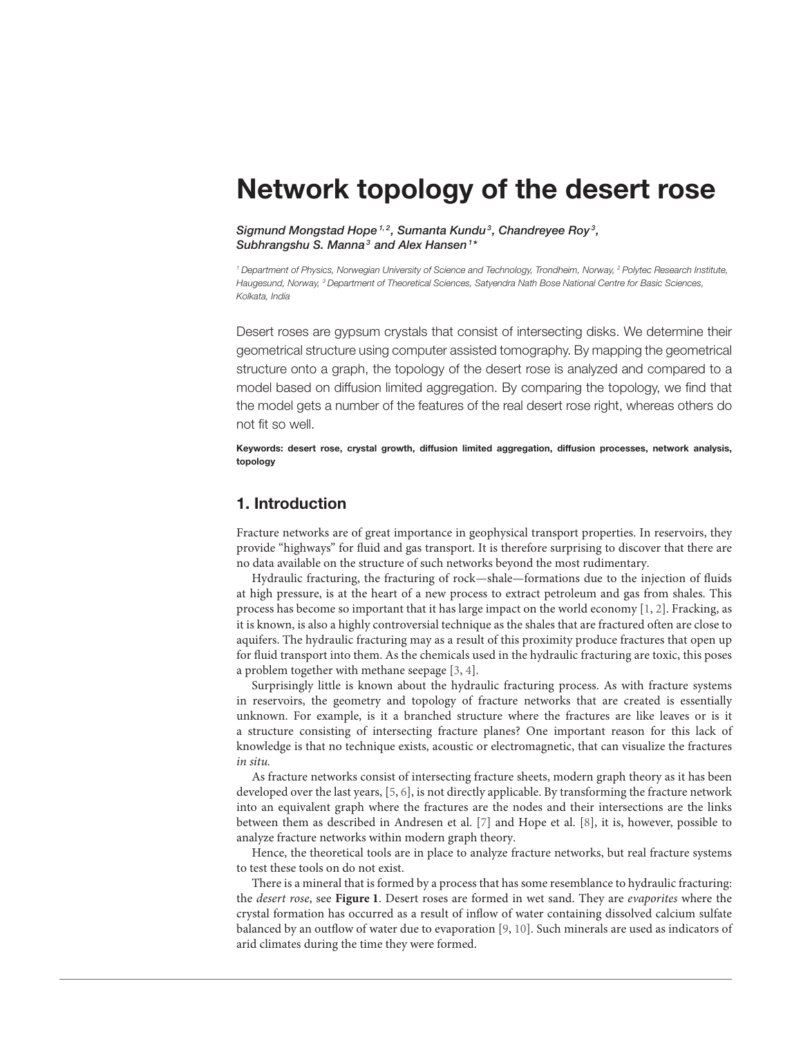# Network topology of the desert rose

*Sigmund Mongstad Hope [1,2], Sumanta Kundu [3], Chandreyee Roy [3], Subhrangshu S. Manna [3] and Alex Hansen [1]\**

[1] *Department of Physics, Norwegian University of Science and Technology, Trondheim, Norway,* [2] *Polytec Research Institute, Haugesund, Norway,* [3] *Department of Theoretical Sciences, Satyendra Nath Bose National Centre for Basic Sciences, Kolkata, India*

Desert roses are gypsum crystals that consist of intersecting disks. We determine their geometrical structure using computer assisted tomography. By mapping the geometrical structure onto a graph, the topology of the desert rose is analyzed and compared to a model based on diffusion limited aggregation. By comparing the topology, we find that the model gets a number of the features of the real desert rose right, whereas others do not fit so well.

**Keywords: desert rose, crystal growth, diffusion limited aggregation, diffusion processes, network analysis, topology**

## 1. Introduction

Fracture networks are of great importance in geophysical transport properties. In reservoirs, they provide "highways" for fluid and gas transport. It is therefore surprising to discover that there are no data available on the structure of such networks beyond the most rudimentary.

Hydraulic fracturing, the fracturing of rock—shale—formations due to the injection of fluids at high pressure, is at the heart of a new process to extract petroleum and gas from shales. This process has become so important that it has large impact on the world economy [1, 2]. Fracking, as it is known, is also a highly controversial technique as the shales that are fractured often are close to aquifers. The hydraulic fracturing may as a result of this proximity produce fractures that open up for fluid transport into them. As the chemicals used in the hydraulic fracturing are toxic, this poses a problem together with methane seepage [3, 4].

Surprisingly little is known about the hydraulic fracturing process. As with fracture systems in reservoirs, the geometry and topology of fracture networks that are created is essentially unknown. For example, is it a branched structure where the fractures are like leaves or is it a structure consisting of intersecting fracture planes? One important reason for this lack of knowledge is that no technique exists, acoustic or electromagnetic, that can visualize the fractures *in situ*.

As fracture networks consist of intersecting fracture sheets, modern graph theory as it has been developed over the last years, [5, 6], is not directly applicable. By transforming the fracture network into an equivalent graph where the fractures are the nodes and their intersections are the links between them as described in Andresen et al. [7] and Hope et al. [8], it is, however, possible to analyze fracture networks within modern graph theory.

Hence, the theoretical tools are in place to analyze fracture networks, but real fracture systems to test these tools on do not exist.

There is a mineral that is formed by a process that has some resemblance to hydraulic fracturing: the *desert rose*, see **Figure 1**. Desert roses are formed in wet sand. They are *evaporites* where the crystal formation has occurred as a result of inflow of water containing dissolved calcium sulfate balanced by an outflow of water due to evaporation [9, 10]. Such minerals are used as indicators of arid climates during the time they were formed.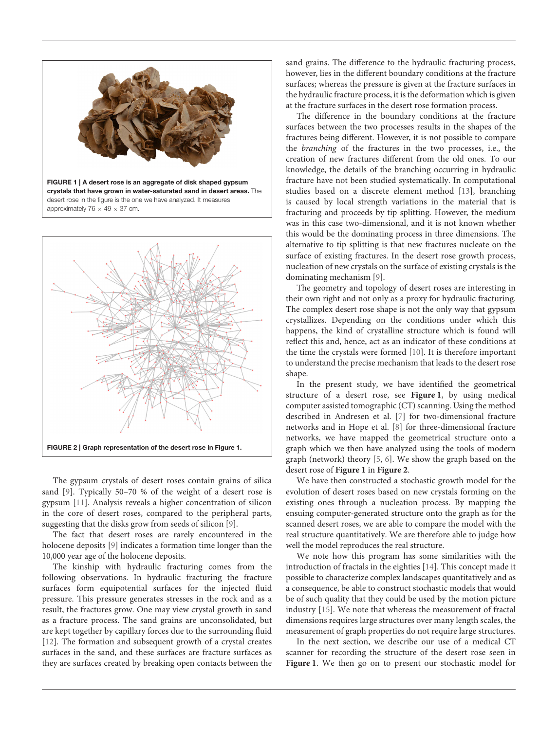**FIGURE 1 | A desert rose is an aggregate of disk shaped gypsum crystals that have grown in water-saturated sand in desert areas.** The desert rose in the figure is the one we have analyzed. It measures approximately 76 × 49 × 37 cm.

**FIGURE 2 | Graph representation of the desert rose in Figure 1.**

The gypsum crystals of desert roses contain grains of silica sand [9]. Typically 50–70 % of the weight of a desert rose is gypsum [11]. Analysis reveals a higher concentration of silicon in the core of desert roses, compared to the peripheral parts, suggesting that the disks grow from seeds of silicon [9].

The fact that desert roses are rarely encountered in the holocene deposits [9] indicates a formation time longer than the 10,000 year age of the holocene deposits.

The kinship with hydraulic fracturing comes from the following observations. In hydraulic fracturing the fracture surfaces form equipotential surfaces for the injected fluid pressure. This pressure generates stresses in the rock and as a result, the fractures grow. One may view crystal growth in sand as a fracture process. The sand grains are unconsolidated, but are kept together by capillary forces due to the surrounding fluid [12]. The formation and subsequent growth of a crystal creates surfaces in the sand, and these surfaces are fracture surfaces as they are surfaces created by breaking open contacts between the sand grains. The difference to the hydraulic fracturing process, however, lies in the different boundary conditions at the fracture surfaces; whereas the pressure is given at the fracture surfaces in the hydraulic fracture process, it is the deformation which is given at the fracture surfaces in the desert rose formation process.

The difference in the boundary conditions at the fracture surfaces between the two processes results in the shapes of the fractures being different. However, it is not possible to compare the *branching* of the fractures in the two processes, i.e., the creation of new fractures different from the old ones. To our knowledge, the details of the branching occurring in hydraulic fracture have not been studied systematically. In computational studies based on a discrete element method [13], branching is caused by local strength variations in the material that is fracturing and proceeds by tip splitting. However, the medium was in this case two-dimensional, and it is not known whether this would be the dominating process in three dimensions. The alternative to tip splitting is that new fractures nucleate on the surface of existing fractures. In the desert rose growth process, nucleation of new crystals on the surface of existing crystals is the dominating mechanism [9].

The geometry and topology of desert roses are interesting in their own right and not only as a proxy for hydraulic fracturing. The complex desert rose shape is not the only way that gypsum crystallizes. Depending on the conditions under which this happens, the kind of crystalline structure which is found will reflect this and, hence, act as an indicator of these conditions at the time the crystals were formed [10]. It is therefore important to understand the precise mechanism that leads to the desert rose shape.

In the present study, we have identified the geometrical structure of a desert rose, see **Figure 1**, by using medical computer assisted tomographic (CT) scanning. Using the method described in Andresen et al. [7] for two-dimensional fracture networks and in Hope et al. [8] for three-dimensional fracture networks, we have mapped the geometrical structure onto a graph which we then have analyzed using the tools of modern graph (network) theory [5, 6]. We show the graph based on the desert rose of **Figure 1** in **Figure 2**.

We have then constructed a stochastic growth model for the evolution of desert roses based on new crystals forming on the existing ones through a nucleation process. By mapping the ensuing computer-generated structure onto the graph as for the scanned desert roses, we are able to compare the model with the real structure quantitatively. We are therefore able to judge how well the model reproduces the real structure.

We note how this program has some similarities with the introduction of fractals in the eighties [14]. This concept made it possible to characterize complex landscapes quantitatively and as a consequence, be able to construct stochastic models that would be of such quality that they could be used by the motion picture industry [15]. We note that whereas the measurement of fractal dimensions requires large structures over many length scales, the measurement of graph properties do not require large structures.

In the next section, we describe our use of a medical CT scanner for recording the structure of the desert rose seen in **Figure 1**. We then go on to present our stochastic model for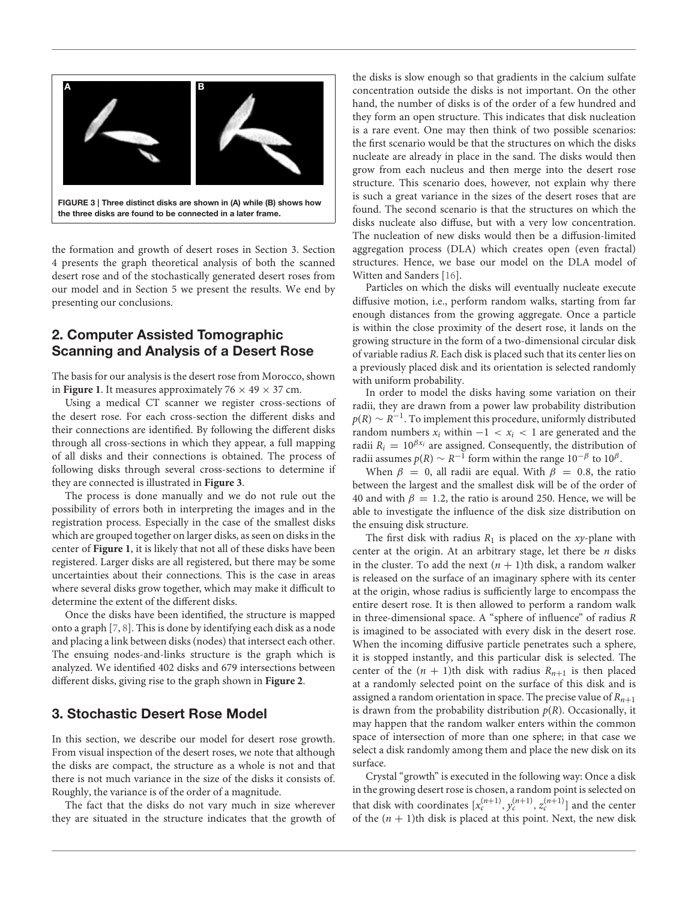FIGURE 3 | Three distinct disks are shown in (A) while (B) shows how the three disks are found to be connected in a later frame.

the formation and growth of desert roses in Section 3. Section 4 presents the graph theoretical analysis of both the scanned desert rose and of the stochastically generated desert roses from our model and in Section 5 we present the results. We end by presenting our conclusions.

## 2. Computer Assisted Tomographic Scanning and Analysis of a Desert Rose

The basis for our analysis is the desert rose from Morocco, shown in **Figure 1**. It measures approximately $76 \times 49 \times 37$ cm.

Using a medical CT scanner we register cross-sections of the desert rose. For each cross-section the different disks and their connections are identified. By following the different disks through all cross-sections in which they appear, a full mapping of all disks and their connections is obtained. The process of following disks through several cross-sections to determine if they are connected is illustrated in **Figure 3**.

The process is done manually and we do not rule out the possibility of errors both in interpreting the images and in the registration process. Especially in the case of the smallest disks which are grouped together on larger disks, as seen on disks in the center of **Figure 1**, it is likely that not all of these disks have been registered. Larger disks are all registered, but there may be some uncertainties about their connections. This is the case in areas where several disks grow together, which may make it difficult to determine the extent of the different disks.

Once the disks have been identified, the structure is mapped onto a graph [7, 8]. This is done by identifying each disk as a node and placing a link between disks (nodes) that intersect each other. The ensuing nodes-and-links structure is the graph which is analyzed. We identified 402 disks and 679 intersections between different disks, giving rise to the graph shown in **Figure 2**.

## 3. Stochastic Desert Rose Model

In this section, we describe our model for desert rose growth. From visual inspection of the desert roses, we note that although the disks are compact, the structure as a whole is not and that there is not much variance in the size of the disks it consists of. Roughly, the variance is of the order of a magnitude.

The fact that the disks do not vary much in size wherever they are situated in the structure indicates that the growth of the disks is slow enough so that gradients in the calcium sulfate concentration outside the disks is not important. On the other hand, the number of disks is of the order of a few hundred and they form an open structure. This indicates that disk nucleation is a rare event. One may then think of two possible scenarios: the first scenario would be that the structures on which the disks nucleate are already in place in the sand. The disks would then grow from each nucleus and then merge into the desert rose structure. This scenario does, however, not explain why there is such a great variance in the sizes of the desert roses that are found. The second scenario is that the structures on which the disks nucleate also diffuse, but with a very low concentration. The nucleation of new disks would then be a diffusion-limited aggregation process (DLA) which creates open (even fractal) structures. Hence, we base our model on the DLA model of Witten and Sanders [16].

Particles on which the disks will eventually nucleate execute diffusive motion, i.e., perform random walks, starting from far enough distances from the growing aggregate. Once a particle is within the close proximity of the desert rose, it lands on the growing structure in the form of a two-dimensional circular disk of variable radius $R$. Each disk is placed such that its center lies on a previously placed disk and its orientation is selected randomly with uniform probability.

In order to model the disks having some variation on their radii, they are drawn from a power law probability distribution $p(R) \sim R^{-1}$. To implement this procedure, uniformly distributed random numbers $x_i$ within $-1 < x_i < 1$ are generated and the radii $R_i = 10^{\beta x_i}$ are assigned. Consequently, the distribution of radii assumes $p(R) \sim R^{-1}$ form within the range $10^{-\beta}$ to $10^{\beta}$.

When $\beta = 0$, all radii are equal. With $\beta = 0.8$, the ratio between the largest and the smallest disk will be of the order of 40 and with $\beta = 1.2$, the ratio is around 250. Hence, we will be able to investigate the influence of the disk size distribution on the ensuing disk structure.

The first disk with radius $R_1$ is placed on the $xy$-plane with center at the origin. At an arbitrary stage, let there be $n$ disks in the cluster. To add the next $(n + 1)$th disk, a random walker is released on the surface of an imaginary sphere with its center at the origin, whose radius is sufficiently large to encompass the entire desert rose. It is then allowed to perform a random walk in three-dimensional space. A "sphere of influence" of radius $R$ is imagined to be associated with every disk in the desert rose. When the incoming diffusive particle penetrates such a sphere, it is stopped instantly, and this particular disk is selected. The center of the $(n + 1)$th disk with radius $R_{n+1}$ is then placed at a randomly selected point on the surface of this disk and is assigned a random orientation in space. The precise value of $R_{n+1}$ is drawn from the probability distribution $p(R)$. Occasionally, it may happen that the random walker enters within the common space of intersection of more than one sphere; in that case we select a disk randomly among them and place the new disk on its surface.

Crystal "growth" is executed in the following way: Once a disk in the growing desert rose is chosen, a random point is selected on that disk with coordinates $[x_c^{(n+1)}, y_c^{(n+1)}, z_c^{(n+1)}]$ and the center of the $(n + 1)$th disk is placed at this point. Next, the new disk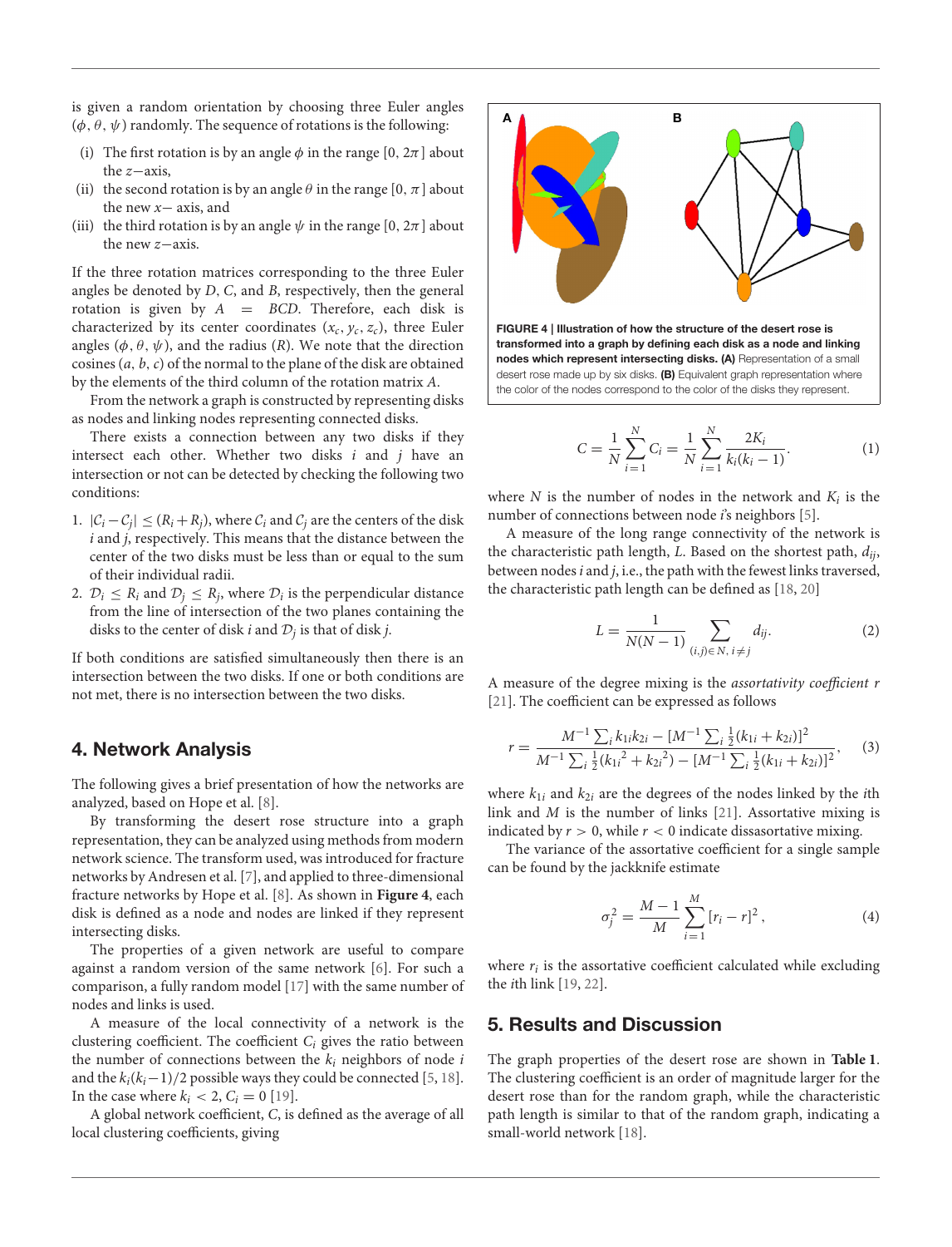is given a random orientation by choosing three Euler angles $(\phi, \theta, \psi)$ randomly. The sequence of rotations is the following:

(i) The first rotation is by an angle $\phi$ in the range $[0, 2\pi]$ about the $z-$axis,
(ii) the second rotation is by an angle $\theta$ in the range $[0, \pi]$ about the new $x-$ axis, and
(iii) the third rotation is by an angle $\psi$ in the range $[0, 2\pi]$ about the new $z-$axis.

If the three rotation matrices corresponding to the three Euler angles be denoted by $D$, $C$, and $B$, respectively, then the general rotation is given by $A = BCD$. Therefore, each disk is characterized by its center coordinates $(x_c, y_c, z_c)$, three Euler angles $(\phi, \theta, \psi)$, and the radius $(R)$. We note that the direction cosines $(a, b, c)$ of the normal to the plane of the disk are obtained by the elements of the third column of the rotation matrix $A$.

From the network a graph is constructed by representing disks as nodes and linking nodes representing connected disks.

There exists a connection between any two disks if they intersect each other. Whether two disks $i$ and $j$ have an intersection or not can be detected by checking the following two conditions:

1. $|\mathcal{C}_i - \mathcal{C}_j| \leq (R_i + R_j)$, where $\mathcal{C}_i$ and $\mathcal{C}_j$ are the centers of the disk $i$ and $j$, respectively. This means that the distance between the center of the two disks must be less than or equal to the sum of their individual radii.
2. $\mathcal{D}_i \leq R_i$ and $\mathcal{D}_j \leq R_j$, where $\mathcal{D}_i$ is the perpendicular distance from the line of intersection of the two planes containing the disks to the center of disk $i$ and $\mathcal{D}_j$ is that of disk $j$.

If both conditions are satisfied simultaneously then there is an intersection between the two disks. If one or both conditions are not met, there is no intersection between the two disks.

## 4. Network Analysis

The following gives a brief presentation of how the networks are analyzed, based on Hope et al. [8].

By transforming the desert rose structure into a graph representation, they can be analyzed using methods from network science. The transform used, was introduced for fracture networks by Andresen et al. [7], and applied to three-dimensional fracture networks by Hope et al. [8]. As shown in **Figure 4**, each disk is defined as a node and nodes are linked if they represent intersecting disks.

The properties of a given network are useful to compare against a random version of the same network [6]. For such a comparison, a fully random model [17] with the same number of nodes and links is used.

A measure of the local connectivity of a network is the clustering coefficient. The coefficient $C_i$ gives the ratio between the number of connections between the $k_i$ neighbors of node $i$ and the $k_i(k_i-1)/2$ possible ways they could be connected [5, 18]. In the case where $k_i < 2$, $C_i = 0$ [19].

A global network coefficient, $C$, is defined as the average of all local clustering coefficients, giving

**FIGURE 4 | Illustration of how the structure of the desert rose is transformed into a graph by defining each disk as a node and linking nodes which represent intersecting disks. (A)** Representation of a small desert rose made up by six disks. **(B)** Equivalent graph representation where the color of the nodes correspond to the color of the disks they represent.

$$C = \frac{1}{N}\sum_{i=1}^{N} C_i = \frac{1}{N}\sum_{i=1}^{N}\frac{2K_i}{k_i(k_i-1)}. \tag{1}$$

where $N$ is the number of nodes in the network and $K_i$ is the number of connections between node $i$'s neighbors [5].

A measure of the long range connectivity of the network is the characteristic path length, $L$. Based on the shortest path, $d_{ij}$, between nodes $i$ and $j$, i.e., the path with the fewest links traversed, the characteristic path length can be defined as [18, 20]

$$L = \frac{1}{N(N-1)}\sum_{(i,j)\in N,\, i\neq j} d_{ij}. \tag{2}$$

A measure of the degree mixing is the *assortativity coefficient* $r$ [21]. The coefficient can be expressed as follows

$$r = \frac{M^{-1}\sum_i k_{1i}k_{2i} - [M^{-1}\sum_i \frac{1}{2}(k_{1i}+k_{2i})]^2}{M^{-1}\sum_i \frac{1}{2}({k_{1i}}^2+{k_{2i}}^2) - [M^{-1}\sum_i \frac{1}{2}(k_{1i}+k_{2i})]^2}, \tag{3}$$

where $k_{1i}$ and $k_{2i}$ are the degrees of the nodes linked by the $i$th link and $M$ is the number of links [21]. Assortative mixing is indicated by $r > 0$, while $r < 0$ indicate dissassortative mixing.

The variance of the assortative coefficient for a single sample can be found by the jackknife estimate

$$\sigma_j^2 = \frac{M-1}{M}\sum_{i=1}^{M}[r_i - r]^2, \tag{4}$$

where $r_i$ is the assortative coefficient calculated while excluding the $i$th link [19, 22].

## 5. Results and Discussion

The graph properties of the desert rose are shown in **Table 1**. The clustering coefficient is an order of magnitude larger for the desert rose than for the random graph, while the characteristic path length is similar to that of the random graph, indicating a small-world network [18].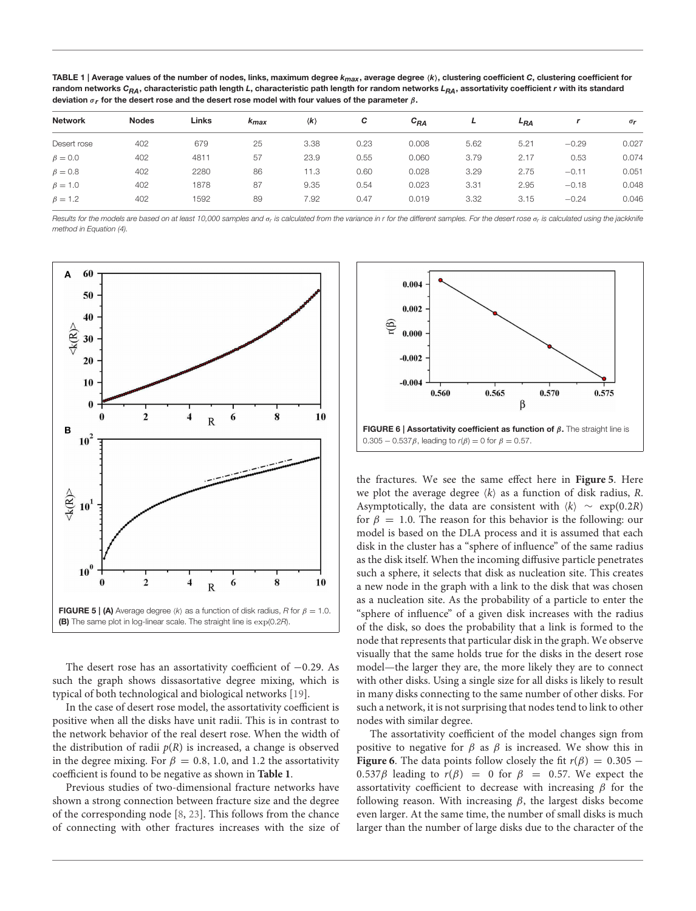**TABLE 1 | Average values of the number of nodes, links, maximum degree $k_{max}$, average degree $\langle k \rangle$, clustering coefficient $C$, clustering coefficient for random networks $C_{RA}$, characteristic path length $L$, characteristic path length for random networks $L_{RA}$, assortativity coefficient $r$ with its standard deviation $\sigma_r$ for the desert rose and the desert rose model with four values of the parameter $\beta$.**

| Network | Nodes | Links | $k_{max}$ | $\langle k \rangle$ | $C$ | $C_{RA}$ | $L$ | $L_{RA}$ | $r$ | $\sigma_r$ |
|---|---|---|---|---|---|---|---|---|---|---|
| Desert rose | 402 | 679 | 25 | 3.38 | 0.23 | 0.008 | 5.62 | 5.21 | −0.29 | 0.027 |
| $\beta = 0.0$ | 402 | 4811 | 57 | 23.9 | 0.55 | 0.060 | 3.79 | 2.17 | 0.53 | 0.074 |
| $\beta = 0.8$ | 402 | 2280 | 86 | 11.3 | 0.60 | 0.028 | 3.29 | 2.75 | −0.11 | 0.051 |
| $\beta = 1.0$ | 402 | 1878 | 87 | 9.35 | 0.54 | 0.023 | 3.31 | 2.95 | −0.18 | 0.048 |
| $\beta = 1.2$ | 402 | 1592 | 89 | 7.92 | 0.47 | 0.019 | 3.32 | 3.15 | −0.24 | 0.046 |

*Results for the models are based on at least 10,000 samples and $\sigma_r$ is calculated from the variance in r for the different samples. For the desert rose $\sigma_r$ is calculated using the jackknife method in Equation (4).*

**FIGURE 5 | (A)** Average degree $\langle k \rangle$ as a function of disk radius, $R$ for $\beta = 1.0$. **(B)** The same plot in log-linear scale. The straight line is $\exp(0.2R)$.

The desert rose has an assortativity coefficient of −0.29. As such the graph shows dissassortative degree mixing, which is typical of both technological and biological networks [19].

In the case of desert rose model, the assortativity coefficient is positive when all the disks have unit radii. This is in contrast to the network behavior of the real desert rose. When the width of the distribution of radii $p(R)$ is increased, a change is observed in the degree mixing. For $\beta = 0.8$, 1.0, and 1.2 the assortativity coefficient is found to be negative as shown in **Table 1**.

Previous studies of two-dimensional fracture networks have shown a strong connection between fracture size and the degree of the corresponding node [8, 23]. This follows from the chance of connecting with other fractures increases with the size of the fractures. We see the same effect here in **Figure 5**. Here we plot the average degree $\langle k \rangle$ as a function of disk radius, $R$. Asymptotically, the data are consistent with $\langle k \rangle \sim \exp(0.2R)$ for $\beta = 1.0$. The reason for this behavior is the following: our model is based on the DLA process and it is assumed that each disk in the cluster has a "sphere of influence" of the same radius as the disk itself. When the incoming diffusive particle penetrates such a sphere, it selects that disk as nucleation site. This creates a new node in the graph with a link to the disk that was chosen as a nucleation site. As the probability of a particle to enter the "sphere of influence" of a given disk increases with the radius of the disk, so does the probability that a link is formed to the node that represents that particular disk in the graph. We observe visually that the same holds true for the disks in the desert rose model—the larger they are, the more likely they are to connect with other disks. Using a single size for all disks is likely to result in many disks connecting to the same number of other disks. For such a network, it is not surprising that nodes tend to link to other nodes with similar degree.

**FIGURE 6 | Assortativity coefficient as function of $\beta$.** The straight line is $0.305 - 0.537\beta$, leading to $r(\beta) = 0$ for $\beta = 0.57$.

The assortativity coefficient of the model changes sign from positive to negative for $\beta$ as $\beta$ is increased. We show this in **Figure 6**. The data points follow closely the fit $r(\beta) = 0.305 - 0.537\beta$ leading to $r(\beta) = 0$ for $\beta = 0.57$. We expect the assortativity coefficient to decrease with increasing $\beta$ for the following reason. With increasing $\beta$, the largest disks become even larger. At the same time, the number of small disks is much larger than the number of large disks due to the character of the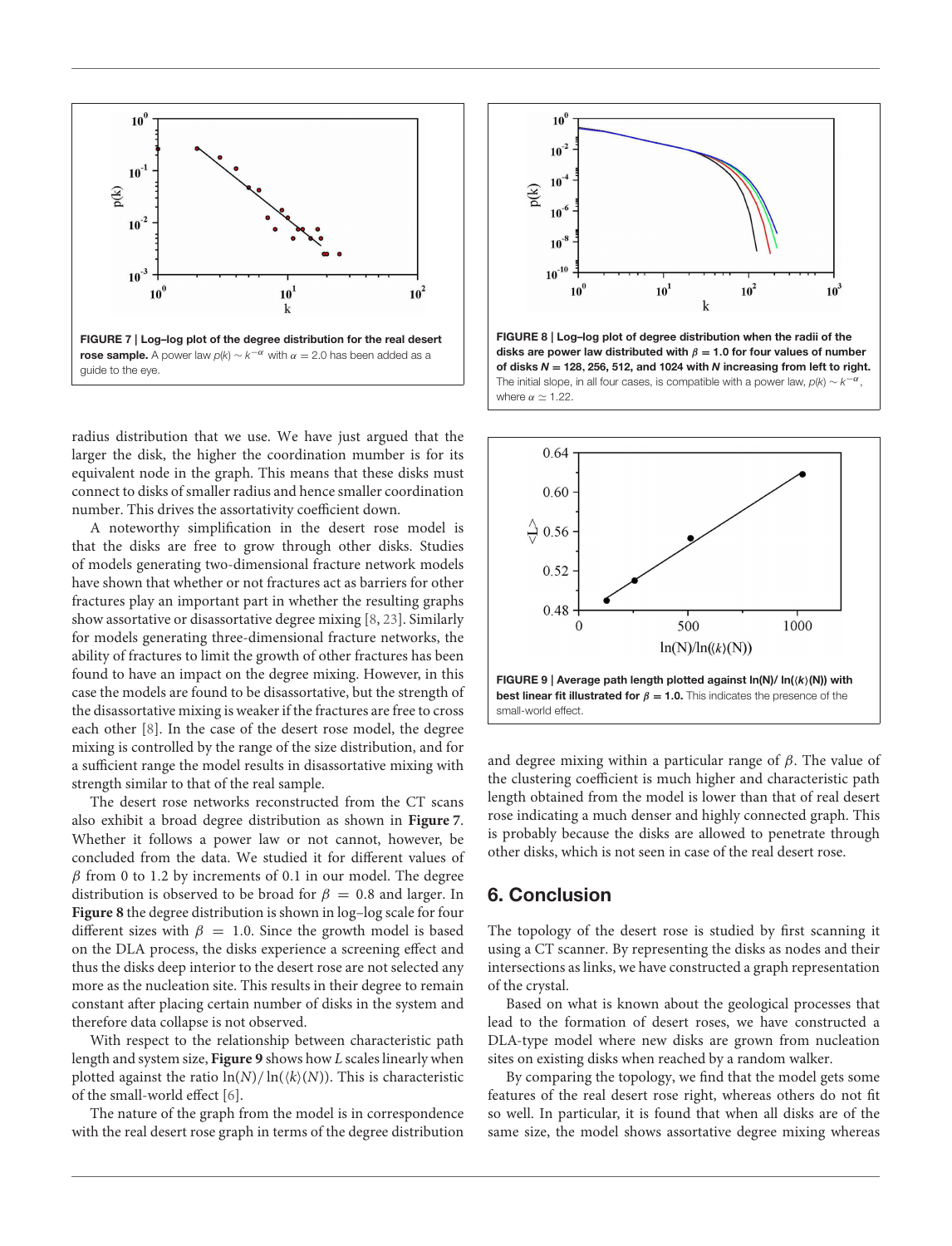FIGURE 7 | Log–log plot of the degree distribution for the real desert rose sample. A power law $p(k) \sim k^{-\alpha}$ with $\alpha = 2.0$ has been added as a guide to the eye.

FIGURE 8 | Log–log plot of degree distribution when the radii of the disks are power law distributed with $\beta = 1.0$ for four values of number of disks $N = 128$, 256, 512, and 1024 with $N$ increasing from left to right. The initial slope, in all four cases, is compatible with a power law, $p(k) \sim k^{-\alpha}$, where $\alpha \simeq 1.22$.

FIGURE 9 | Average path length plotted against $\ln(N)/\ln(\langle k \rangle(N))$ with best linear fit illustrated for $\beta = 1.0$. This indicates the presence of the small-world effect.

radius distribution that we use. We have just argued that the larger the disk, the higher the coordination number is for its equivalent node in the graph. This means that these disks must connect to disks of smaller radius and hence smaller coordination number. This drives the assortativity coefficient down.

A noteworthy simplification in the desert rose model is that the disks are free to grow through other disks. Studies of models generating two-dimensional fracture network models have shown that whether or not fractures act as barriers for other fractures play an important part in whether the resulting graphs show assortative or disassortative degree mixing [8, 23]. Similarly for models generating three-dimensional fracture networks, the ability of fractures to limit the growth of other fractures has been found to have an impact on the degree mixing. However, in this case the models are found to be disassortative, but the strength of the disassortative mixing is weaker if the fractures are free to cross each other [8]. In the case of the desert rose model, the degree mixing is controlled by the range of the size distribution, and for a sufficient range the model results in disassortative mixing with strength similar to that of the real sample.

The desert rose networks reconstructed from the CT scans also exhibit a broad degree distribution as shown in **Figure 7**. Whether it follows a power law or not cannot, however, be concluded from the data. We studied it for different values of $\beta$ from 0 to 1.2 by increments of 0.1 in our model. The degree distribution is observed to be broad for $\beta = 0.8$ and larger. In **Figure 8** the degree distribution is shown in log–log scale for four different sizes with $\beta = 1.0$. Since the growth model is based on the DLA process, the disks experience a screening effect and thus the disks deep interior to the desert rose are not selected any more as the nucleation site. This results in their degree to remain constant after placing certain number of disks in the system and therefore data collapse is not observed.

With respect to the relationship between characteristic path length and system size, **Figure 9** shows how $L$ scales linearly when plotted against the ratio $\ln(N)/\ln(\langle k \rangle(N))$. This is characteristic of the small-world effect [6].

The nature of the graph from the model is in correspondence with the real desert rose graph in terms of the degree distribution and degree mixing within a particular range of $\beta$. The value of the clustering coefficient is much higher and characteristic path length obtained from the model is lower than that of real desert rose indicating a much denser and highly connected graph. This is probably because the disks are allowed to penetrate through other disks, which is not seen in case of the real desert rose.

## 6. Conclusion

The topology of the desert rose is studied by first scanning it using a CT scanner. By representing the disks as nodes and their intersections as links, we have constructed a graph representation of the crystal.

Based on what is known about the geological processes that lead to the formation of desert roses, we have constructed a DLA-type model where new disks are grown from nucleation sites on existing disks when reached by a random walker.

By comparing the topology, we find that the model gets some features of the real desert rose right, whereas others do not fit so well. In particular, it is found that when all disks are of the same size, the model shows assortative degree mixing whereas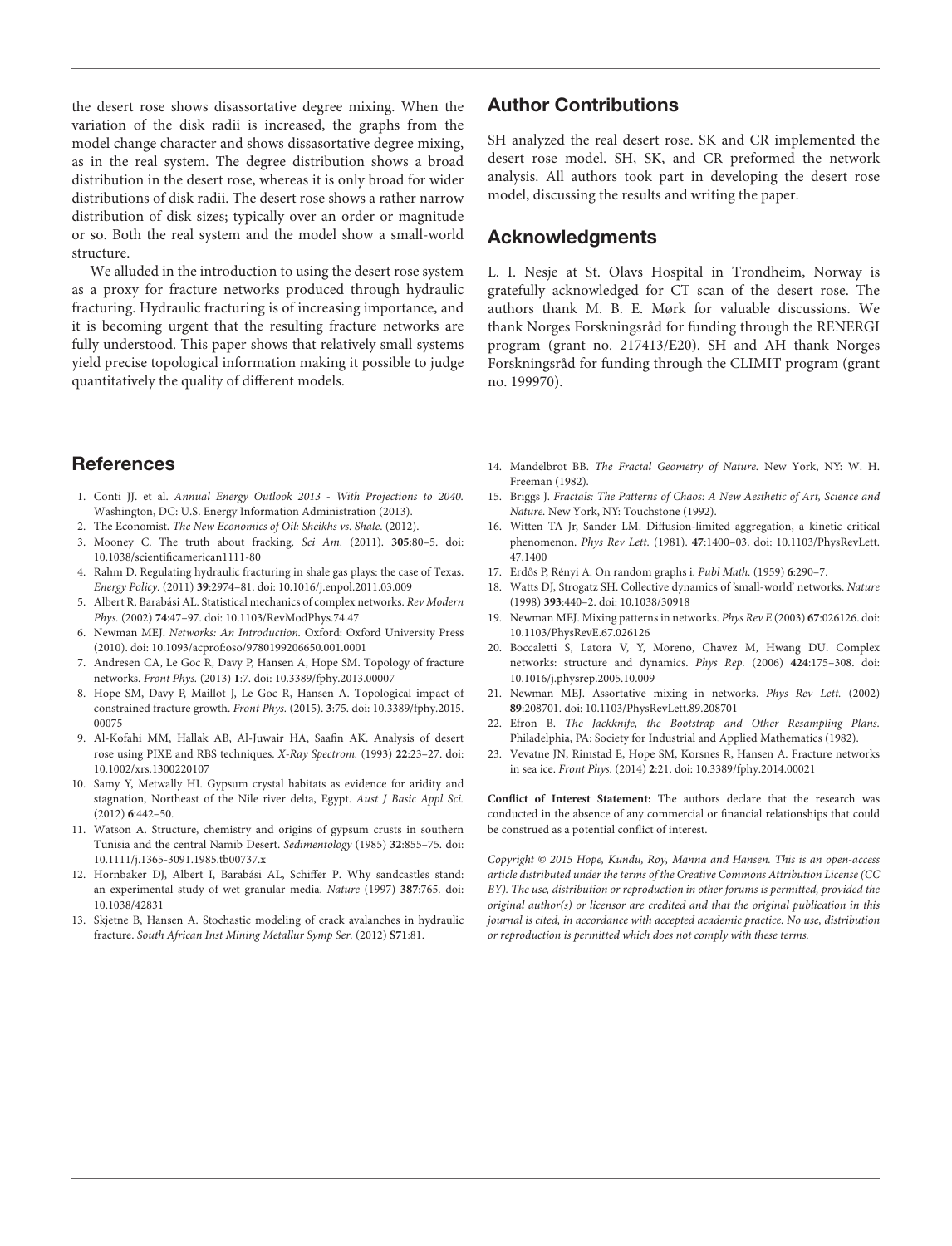the desert rose shows disassortative degree mixing. When the variation of the disk radii is increased, the graphs from the model change character and shows dissasortative degree mixing, as in the real system. The degree distribution shows a broad distribution in the desert rose, whereas it is only broad for wider distributions of disk radii. The desert rose shows a rather narrow distribution of disk sizes; typically over an order or magnitude or so. Both the real system and the model show a small-world structure.

We alluded in the introduction to using the desert rose system as a proxy for fracture networks produced through hydraulic fracturing. Hydraulic fracturing is of increasing importance, and it is becoming urgent that the resulting fracture networks are fully understood. This paper shows that relatively small systems yield precise topological information making it possible to judge quantitatively the quality of different models.

## Author Contributions

SH analyzed the real desert rose. SK and CR implemented the desert rose model. SH, SK, and CR preformed the network analysis. All authors took part in developing the desert rose model, discussing the results and writing the paper.

## Acknowledgments

L. I. Nesje at St. Olavs Hospital in Trondheim, Norway is gratefully acknowledged for CT scan of the desert rose. The authors thank M. B. E. Mørk for valuable discussions. We thank Norges Forskningsråd for funding through the RENERGI program (grant no. 217413/E20). SH and AH thank Norges Forskningsråd for funding through the CLIMIT program (grant no. 199970).

## References

1. Conti JJ. et al. *Annual Energy Outlook 2013 - With Projections to 2040.* Washington, DC: U.S. Energy Information Administration (2013).
2. The Economist. *The New Economics of Oil: Sheikhs vs. Shale*. (2012).
3. Mooney C. The truth about fracking. *Sci Am.* (2011). **305**:80–5. doi: 10.1038/scientificamerican1111-80
4. Rahm D. Regulating hydraulic fracturing in shale gas plays: the case of Texas. *Energy Policy.* (2011) **39**:2974–81. doi: 10.1016/j.enpol.2011.03.009
5. Albert R, Barabási AL. Statistical mechanics of complex networks. *Rev Modern Phys.* (2002) **74**:47–97. doi: 10.1103/RevModPhys.74.47
6. Newman MEJ. *Networks: An Introduction.* Oxford: Oxford University Press (2010). doi: 10.1093/acprof:oso/9780199206650.001.0001
7. Andresen CA, Le Goc R, Davy P, Hansen A, Hope SM. Topology of fracture networks. *Front Phys.* (2013) **1**:7. doi: 10.3389/fphy.2013.00007
8. Hope SM, Davy P, Maillot J, Le Goc R, Hansen A. Topological impact of constrained fracture growth. *Front Phys.* (2015). **3**:75. doi: 10.3389/fphy.2015.00075
9. Al-Kofahi MM, Hallak AB, Al-Juwair HA, Saafin AK. Analysis of desert rose using PIXE and RBS techniques. *X-Ray Spectrom.* (1993) **22**:23–27. doi: 10.1002/xrs.1300220107
10. Samy Y, Metwally HI. Gypsum crystal habitats as evidence for aridity and stagnation, Northeast of the Nile river delta, Egypt. *Aust J Basic Appl Sci.* (2012) **6**:442–50.
11. Watson A. Structure, chemistry and origins of gypsum crusts in southern Tunisia and the central Namib Desert. *Sedimentology* (1985) **32**:855–75. doi: 10.1111/j.1365-3091.1985.tb00737.x
12. Hornbaker DJ, Albert I, Barabási AL, Schiffer P. Why sandcastles stand: an experimental study of wet granular media. *Nature* (1997) **387**:765. doi: 10.1038/42831
13. Skjetne B, Hansen A. Stochastic modeling of crack avalanches in hydraulic fracture. *South African Inst Mining Metallur Symp Ser.* (2012) **S71**:81.
14. Mandelbrot BB. *The Fractal Geometry of Nature.* New York, NY: W. H. Freeman (1982).
15. Briggs J. *Fractals: The Patterns of Chaos: A New Aesthetic of Art, Science and Nature.* New York, NY: Touchstone (1992).
16. Witten TA Jr, Sander LM. Diffusion-limited aggregation, a kinetic critical phenomenon. *Phys Rev Lett.* (1981). **47**:1400–03. doi: 10.1103/PhysRevLett.47.1400
17. Erdős P, Rényi A. On random graphs i. *Publ Math.* (1959) **6**:290–7.
18. Watts DJ, Strogatz SH. Collective dynamics of 'small-world' networks. *Nature* (1998) **393**:440–2. doi: 10.1038/30918
19. Newman MEJ. Mixing patterns in networks. *Phys Rev E* (2003) **67**:026126. doi: 10.1103/PhysRevE.67.026126
20. Boccaletti S, Latora V, Y, Moreno, Chavez M, Hwang DU. Complex networks: structure and dynamics. *Phys Rep.* (2006) **424**:175–308. doi: 10.1016/j.physrep.2005.10.009
21. Newman MEJ. Assortative mixing in networks. *Phys Rev Lett.* (2002) **89**:208701. doi: 10.1103/PhysRevLett.89.208701
22. Efron B. *The Jackknife, the Bootstrap and Other Resampling Plans.* Philadelphia, PA: Society for Industrial and Applied Mathematics (1982).
23. Vevatne JN, Rimstad E, Hope SM, Korsnes R, Hansen A. Fracture networks in sea ice. *Front Phys.* (2014) **2**:21. doi: 10.3389/fphy.2014.00021

**Conflict of Interest Statement:** The authors declare that the research was conducted in the absence of any commercial or financial relationships that could be construed as a potential conflict of interest.

*Copyright © 2015 Hope, Kundu, Roy, Manna and Hansen. This is an open-access article distributed under the terms of the Creative Commons Attribution License (CC BY). The use, distribution or reproduction in other forums is permitted, provided the original author(s) or licensor are credited and that the original publication in this journal is cited, in accordance with accepted academic practice. No use, distribution or reproduction is permitted which does not comply with these terms.*